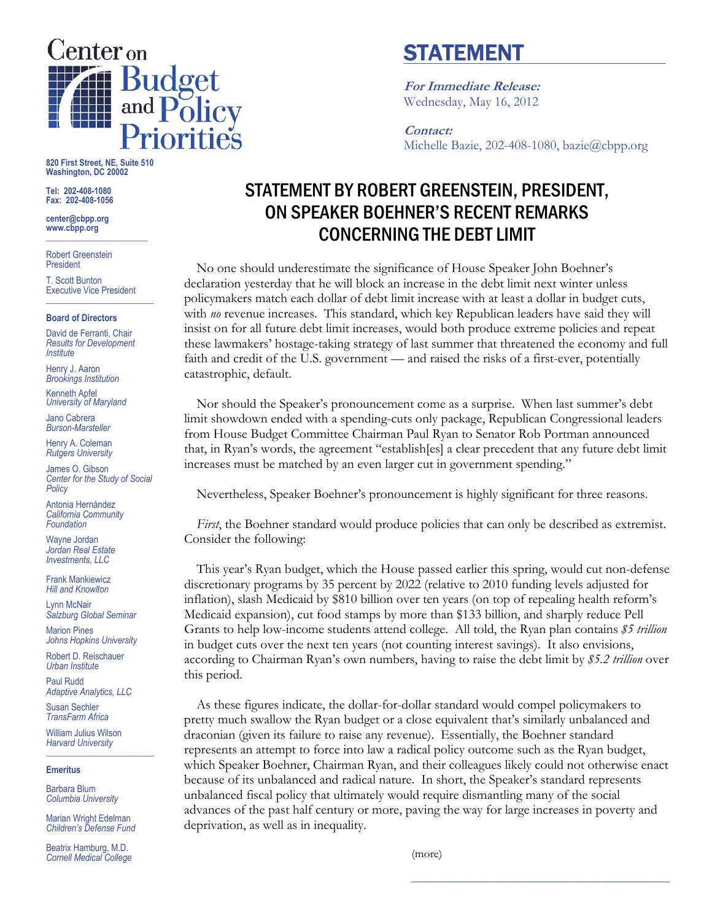# Center on Budget and Policy Priorities

820 First Street, NE, Suite 510
Washington, DC 20002

Tel: 202-408-1080
Fax: 202-408-1056

center@cbpp.org
www.cbpp.org

Robert Greenstein
President

T. Scott Bunton
Executive Vice President

**Board of Directors**

David de Ferranti, Chair
*Results for Development Institute*

Henry J. Aaron
*Brookings Institution*

Kenneth Apfel
*University of Maryland*

Jano Cabrera
*Burson-Marsteller*

Henry A. Coleman
*Rutgers University*

James O. Gibson
*Center for the Study of Social Policy*

Antonia Hernández
*California Community Foundation*

Wayne Jordan
*Jordan Real Estate Investments, LLC*

Frank Mankiewicz
*Hill and Knowlton*

Lynn McNair
*Salzburg Global Seminar*

Marion Pines
*Johns Hopkins University*

Robert D. Reischauer
*Urban Institute*

Paul Rudd
*Adaptive Analytics, LLC*

Susan Sechler
*TransFarm Africa*

William Julius Wilson
*Harvard University*

**Emeritus**

Barbara Blum
*Columbia University*

Marian Wright Edelman
*Children's Defense Fund*

Beatrix Hamburg, M.D.
*Cornell Medical College*

# STATEMENT

***For Immediate Release:***
Wednesday, May 16, 2012

***Contact:***
Michelle Bazie, 202-408-1080, bazie@cbpp.org

## STATEMENT BY ROBERT GREENSTEIN, PRESIDENT, ON SPEAKER BOEHNER'S RECENT REMARKS CONCERNING THE DEBT LIMIT

No one should underestimate the significance of House Speaker John Boehner's declaration yesterday that he will block an increase in the debt limit next winter unless policymakers match each dollar of debt limit increase with at least a dollar in budget cuts, with *no* revenue increases. This standard, which key Republican leaders have said they will insist on for all future debt limit increases, would both produce extreme policies and repeat these lawmakers' hostage-taking strategy of last summer that threatened the economy and full faith and credit of the U.S. government — and raised the risks of a first-ever, potentially catastrophic, default.

Nor should the Speaker's pronouncement come as a surprise. When last summer's debt limit showdown ended with a spending-cuts only package, Republican Congressional leaders from House Budget Committee Chairman Paul Ryan to Senator Rob Portman announced that, in Ryan's words, the agreement "establish[es] a clear precedent that any future debt limit increases must be matched by an even larger cut in government spending."

Nevertheless, Speaker Boehner's pronouncement is highly significant for three reasons.

*First*, the Boehner standard would produce policies that can only be described as extremist. Consider the following:

This year's Ryan budget, which the House passed earlier this spring, would cut non-defense discretionary programs by 35 percent by 2022 (relative to 2010 funding levels adjusted for inflation), slash Medicaid by $810 billion over ten years (on top of repealing health reform's Medicaid expansion), cut food stamps by more than $133 billion, and sharply reduce Pell Grants to help low-income students attend college. All told, the Ryan plan contains *$5 trillion* in budget cuts over the next ten years (not counting interest savings). It also envisions, according to Chairman Ryan's own numbers, having to raise the debt limit by *$5.2 trillion* over this period.

As these figures indicate, the dollar-for-dollar standard would compel policymakers to pretty much swallow the Ryan budget or a close equivalent that's similarly unbalanced and draconian (given its failure to raise any revenue). Essentially, the Boehner standard represents an attempt to force into law a radical policy outcome such as the Ryan budget, which Speaker Boehner, Chairman Ryan, and their colleagues likely could not otherwise enact because of its unbalanced and radical nature. In short, the Speaker's standard represents unbalanced fiscal policy that ultimately would require dismantling many of the social advances of the past half century or more, paving the way for large increases in poverty and deprivation, as well as in inequality.

(more)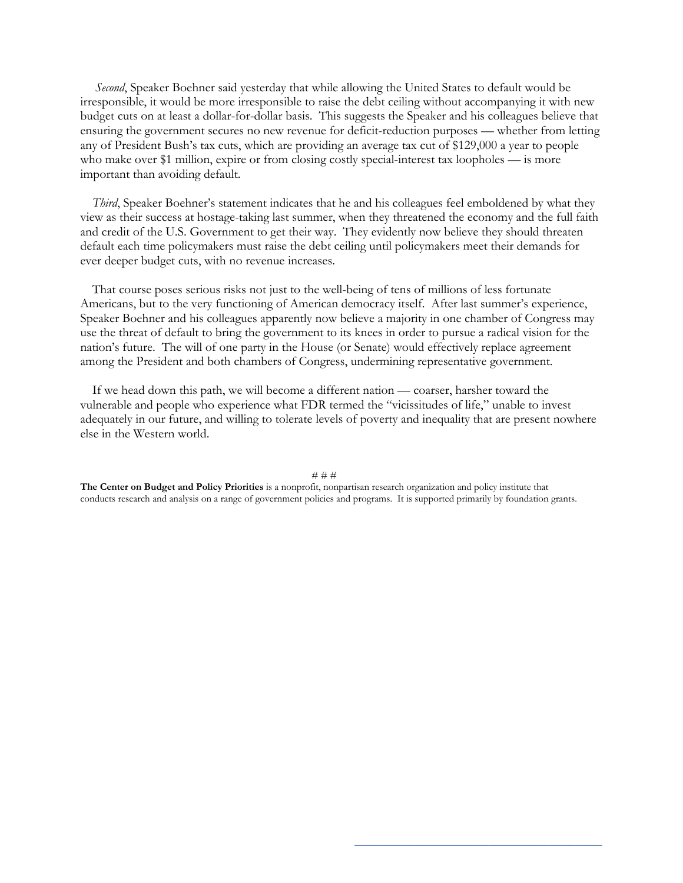*Second*, Speaker Boehner said yesterday that while allowing the United States to default would be irresponsible, it would be more irresponsible to raise the debt ceiling without accompanying it with new budget cuts on at least a dollar-for-dollar basis. This suggests the Speaker and his colleagues believe that ensuring the government secures no new revenue for deficit-reduction purposes — whether from letting any of President Bush's tax cuts, which are providing an average tax cut of $129,000 a year to people who make over $1 million, expire or from closing costly special-interest tax loopholes — is more important than avoiding default.

*Third*, Speaker Boehner's statement indicates that he and his colleagues feel emboldened by what they view as their success at hostage-taking last summer, when they threatened the economy and the full faith and credit of the U.S. Government to get their way. They evidently now believe they should threaten default each time policymakers must raise the debt ceiling until policymakers meet their demands for ever deeper budget cuts, with no revenue increases.

That course poses serious risks not just to the well-being of tens of millions of less fortunate Americans, but to the very functioning of American democracy itself. After last summer's experience, Speaker Boehner and his colleagues apparently now believe a majority in one chamber of Congress may use the threat of default to bring the government to its knees in order to pursue a radical vision for the nation's future. The will of one party in the House (or Senate) would effectively replace agreement among the President and both chambers of Congress, undermining representative government.

If we head down this path, we will become a different nation — coarser, harsher toward the vulnerable and people who experience what FDR termed the "vicissitudes of life," unable to invest adequately in our future, and willing to tolerate levels of poverty and inequality that are present nowhere else in the Western world.

# # #

**The Center on Budget and Policy Priorities** is a nonprofit, nonpartisan research organization and policy institute that conducts research and analysis on a range of government policies and programs. It is supported primarily by foundation grants.